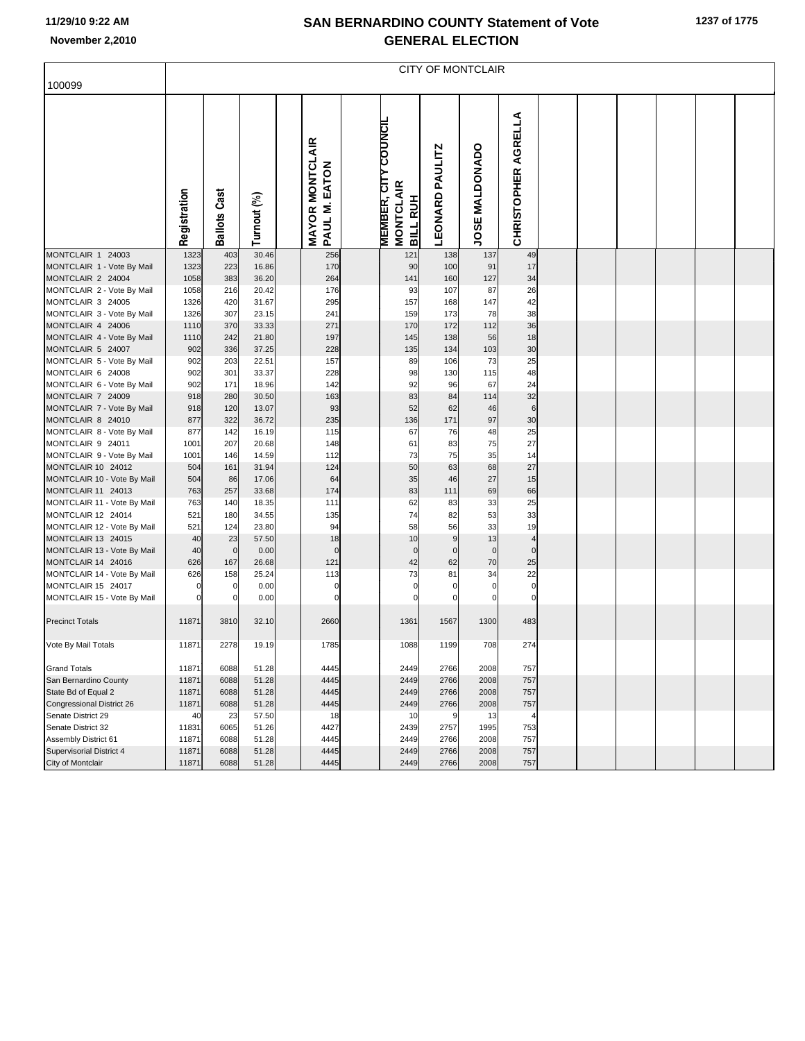# SAN BERNARDINO COUNTY Statement of Vote
## GENERAL ELECTION

11/29/10 9:22 AM

November 2,2010

| 100099 | CITY OF MONTCLAIR | | | | | | | |
|---|---|---|---|---|---|---|---|---|
| | Registration | Ballots Cast | Turnout (%) | MAYOR MONTCLAIR<br>PAUL M. EATON | MEMBER, CITY COUNCIL MONTCLAIR<br>BILL RUH | LEONARD PAULITZ | JOSE MALDONADO | CHRISTOPHER AGRELLA |
| MONTCLAIR 1 24003 | 1323 | 403 | 30.46 | 256 | 121 | 138 | 137 | 49 |
| MONTCLAIR 1 - Vote By Mail | 1323 | 223 | 16.86 | 170 | 90 | 100 | 91 | 17 |
| MONTCLAIR 2 24004 | 1058 | 383 | 36.20 | 264 | 141 | 160 | 127 | 34 |
| MONTCLAIR 2 - Vote By Mail | 1058 | 216 | 20.42 | 176 | 93 | 107 | 87 | 26 |
| MONTCLAIR 3 24005 | 1326 | 420 | 31.67 | 295 | 157 | 168 | 147 | 42 |
| MONTCLAIR 3 - Vote By Mail | 1326 | 307 | 23.15 | 241 | 159 | 173 | 78 | 38 |
| MONTCLAIR 4 24006 | 1110 | 370 | 33.33 | 271 | 170 | 172 | 112 | 36 |
| MONTCLAIR 4 - Vote By Mail | 1110 | 242 | 21.80 | 197 | 145 | 138 | 56 | 18 |
| MONTCLAIR 5 24007 | 902 | 336 | 37.25 | 228 | 135 | 134 | 103 | 30 |
| MONTCLAIR 5 - Vote By Mail | 902 | 203 | 22.51 | 157 | 89 | 106 | 73 | 25 |
| MONTCLAIR 6 24008 | 902 | 301 | 33.37 | 228 | 98 | 130 | 115 | 48 |
| MONTCLAIR 6 - Vote By Mail | 902 | 171 | 18.96 | 142 | 92 | 96 | 67 | 24 |
| MONTCLAIR 7 24009 | 918 | 280 | 30.50 | 163 | 83 | 84 | 114 | 32 |
| MONTCLAIR 7 - Vote By Mail | 918 | 120 | 13.07 | 93 | 52 | 62 | 46 | 6 |
| MONTCLAIR 8 24010 | 877 | 322 | 36.72 | 235 | 136 | 171 | 97 | 30 |
| MONTCLAIR 8 - Vote By Mail | 877 | 142 | 16.19 | 115 | 67 | 76 | 48 | 25 |
| MONTCLAIR 9 24011 | 1001 | 207 | 20.68 | 148 | 61 | 83 | 75 | 27 |
| MONTCLAIR 9 - Vote By Mail | 1001 | 146 | 14.59 | 112 | 73 | 75 | 35 | 14 |
| MONTCLAIR 10 24012 | 504 | 161 | 31.94 | 124 | 50 | 63 | 68 | 27 |
| MONTCLAIR 10 - Vote By Mail | 504 | 86 | 17.06 | 64 | 35 | 46 | 27 | 15 |
| MONTCLAIR 11 24013 | 763 | 257 | 33.68 | 174 | 83 | 111 | 69 | 66 |
| MONTCLAIR 11 - Vote By Mail | 763 | 140 | 18.35 | 111 | 62 | 83 | 33 | 25 |
| MONTCLAIR 12 24014 | 521 | 180 | 34.55 | 135 | 74 | 82 | 53 | 33 |
| MONTCLAIR 12 - Vote By Mail | 521 | 124 | 23.80 | 94 | 58 | 56 | 33 | 19 |
| MONTCLAIR 13 24015 | 40 | 23 | 57.50 | 18 | 10 | 9 | 13 | 4 |
| MONTCLAIR 13 - Vote By Mail | 40 | 0 | 0.00 | 0 | 0 | 0 | 0 | 0 |
| MONTCLAIR 14 24016 | 626 | 167 | 26.68 | 121 | 42 | 62 | 70 | 25 |
| MONTCLAIR 14 - Vote By Mail | 626 | 158 | 25.24 | 113 | 73 | 81 | 34 | 22 |
| MONTCLAIR 15 24017 | 0 | 0 | 0.00 | 0 | 0 | 0 | 0 | 0 |
| MONTCLAIR 15 - Vote By Mail | 0 | 0 | 0.00 | 0 | 0 | 0 | 0 | 0 |
| Precinct Totals | 11871 | 3810 | 32.10 | 2660 | 1361 | 1567 | 1300 | 483 |
| Vote By Mail Totals | 11871 | 2278 | 19.19 | 1785 | 1088 | 1199 | 708 | 274 |
| Grand Totals | 11871 | 6088 | 51.28 | 4445 | 2449 | 2766 | 2008 | 757 |
| San Bernardino County | 11871 | 6088 | 51.28 | 4445 | 2449 | 2766 | 2008 | 757 |
| State Bd of Equal 2 | 11871 | 6088 | 51.28 | 4445 | 2449 | 2766 | 2008 | 757 |
| Congressional District 26 | 11871 | 6088 | 51.28 | 4445 | 2449 | 2766 | 2008 | 757 |
| Senate District 29 | 40 | 23 | 57.50 | 18 | 10 | 9 | 13 | 4 |
| Senate District 32 | 11831 | 6065 | 51.26 | 4427 | 2439 | 2757 | 1995 | 753 |
| Assembly District 61 | 11871 | 6088 | 51.28 | 4445 | 2449 | 2766 | 2008 | 757 |
| Supervisorial District 4 | 11871 | 6088 | 51.28 | 4445 | 2449 | 2766 | 2008 | 757 |
| City of Montclair | 11871 | 6088 | 51.28 | 4445 | 2449 | 2766 | 2008 | 757 |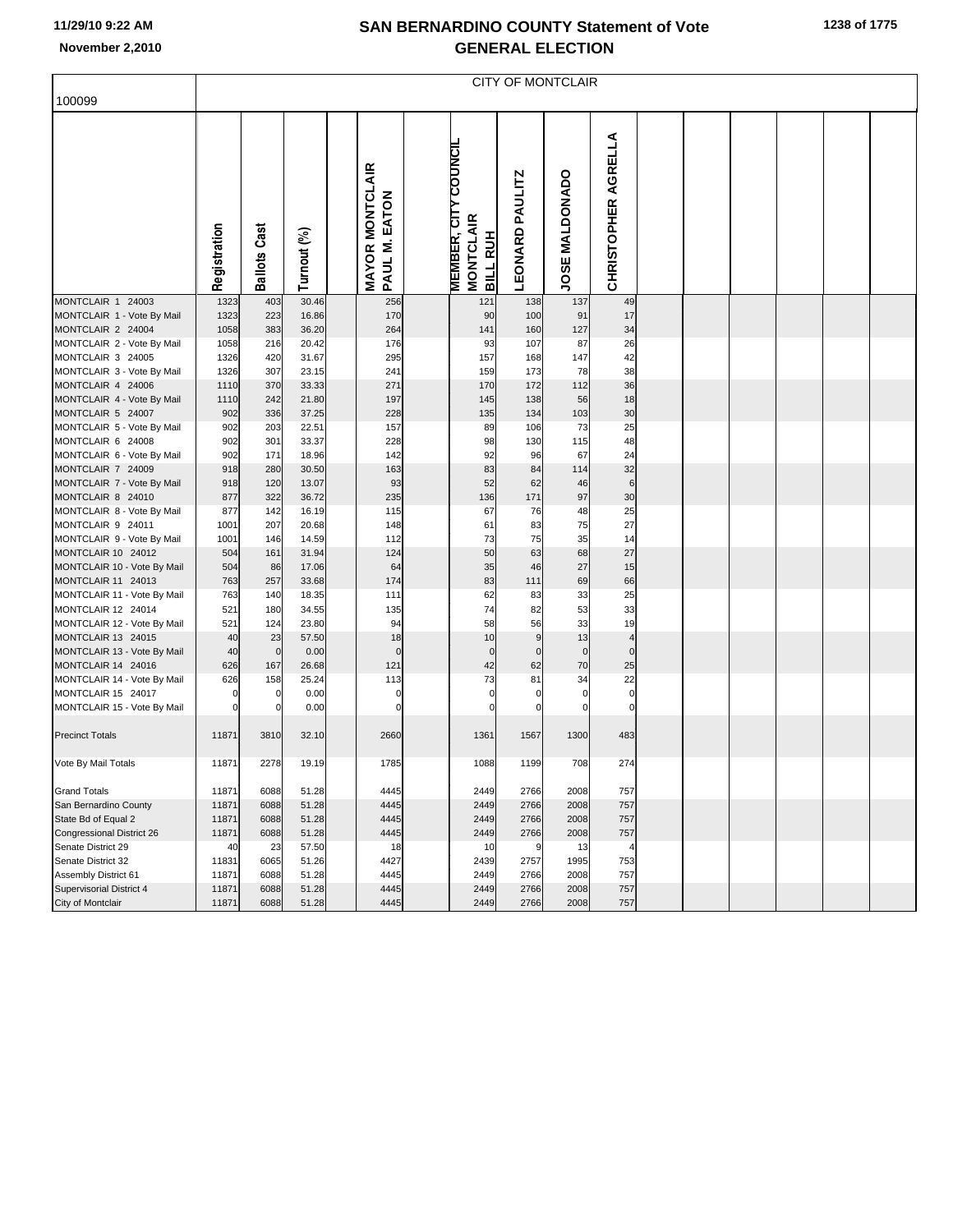# SAN BERNARDINO COUNTY Statement of Vote
## GENERAL ELECTION

November 2,2010

100099 — CITY OF MONTCLAIR

| | Registration | Ballots Cast | Turnout (%) | MAYOR MONTCLAIR | PAUL M. EATON | MEMBER, CITY COUNCIL MONTCLAIR | BILL RUH | LEONARD PAULITZ | JOSE MALDONADO | CHRISTOPHER AGRELLA |
|---|---|---|---|---|---|---|---|---|---|---|
| MONTCLAIR 1 24003 | 1323 | 403 | 30.46 | | 256 | | 121 | 138 | 137 | 49 |
| MONTCLAIR 1 - Vote By Mail | 1323 | 223 | 16.86 | | 170 | | 90 | 100 | 91 | 17 |
| MONTCLAIR 2 24004 | 1058 | 383 | 36.20 | | 264 | | 141 | 160 | 127 | 34 |
| MONTCLAIR 2 - Vote By Mail | 1058 | 216 | 20.42 | | 176 | | 93 | 107 | 87 | 26 |
| MONTCLAIR 3 24005 | 1326 | 420 | 31.67 | | 295 | | 157 | 168 | 147 | 42 |
| MONTCLAIR 3 - Vote By Mail | 1326 | 307 | 23.15 | | 241 | | 159 | 173 | 78 | 38 |
| MONTCLAIR 4 24006 | 1110 | 370 | 33.33 | | 271 | | 170 | 172 | 112 | 36 |
| MONTCLAIR 4 - Vote By Mail | 1110 | 242 | 21.80 | | 197 | | 145 | 138 | 56 | 18 |
| MONTCLAIR 5 24007 | 902 | 336 | 37.25 | | 228 | | 135 | 134 | 103 | 30 |
| MONTCLAIR 5 - Vote By Mail | 902 | 203 | 22.51 | | 157 | | 89 | 106 | 73 | 25 |
| MONTCLAIR 6 24008 | 902 | 301 | 33.37 | | 228 | | 98 | 130 | 115 | 48 |
| MONTCLAIR 6 - Vote By Mail | 902 | 171 | 18.96 | | 142 | | 92 | 96 | 67 | 24 |
| MONTCLAIR 7 24009 | 918 | 280 | 30.50 | | 163 | | 83 | 84 | 114 | 32 |
| MONTCLAIR 7 - Vote By Mail | 918 | 120 | 13.07 | | 93 | | 52 | 62 | 46 | 6 |
| MONTCLAIR 8 24010 | 877 | 322 | 36.72 | | 235 | | 136 | 171 | 97 | 30 |
| MONTCLAIR 8 - Vote By Mail | 877 | 142 | 16.19 | | 115 | | 67 | 76 | 48 | 25 |
| MONTCLAIR 9 24011 | 1001 | 207 | 20.68 | | 148 | | 61 | 83 | 75 | 27 |
| MONTCLAIR 9 - Vote By Mail | 1001 | 146 | 14.59 | | 112 | | 73 | 75 | 35 | 14 |
| MONTCLAIR 10 24012 | 504 | 161 | 31.94 | | 124 | | 50 | 63 | 68 | 27 |
| MONTCLAIR 10 - Vote By Mail | 504 | 86 | 17.06 | | 64 | | 35 | 46 | 27 | 15 |
| MONTCLAIR 11 24013 | 763 | 257 | 33.68 | | 174 | | 83 | 111 | 69 | 66 |
| MONTCLAIR 11 - Vote By Mail | 763 | 140 | 18.35 | | 111 | | 62 | 83 | 33 | 25 |
| MONTCLAIR 12 24014 | 521 | 180 | 34.55 | | 135 | | 74 | 82 | 53 | 33 |
| MONTCLAIR 12 - Vote By Mail | 521 | 124 | 23.80 | | 94 | | 58 | 56 | 33 | 19 |
| MONTCLAIR 13 24015 | 40 | 23 | 57.50 | | 18 | | 10 | 9 | 13 | 4 |
| MONTCLAIR 13 - Vote By Mail | 40 | 0 | 0.00 | | 0 | | 0 | 0 | 0 | 0 |
| MONTCLAIR 14 24016 | 626 | 167 | 26.68 | | 121 | | 42 | 62 | 70 | 25 |
| MONTCLAIR 14 - Vote By Mail | 626 | 158 | 25.24 | | 113 | | 73 | 81 | 34 | 22 |
| MONTCLAIR 15 24017 | 0 | 0 | 0.00 | | 0 | | 0 | 0 | 0 | 0 |
| MONTCLAIR 15 - Vote By Mail | 0 | 0 | 0.00 | | 0 | | 0 | 0 | 0 | 0 |
| Precinct Totals | 11871 | 3810 | 32.10 | | 2660 | | 1361 | 1567 | 1300 | 483 |
| Vote By Mail Totals | 11871 | 2278 | 19.19 | | 1785 | | 1088 | 1199 | 708 | 274 |
| Grand Totals | 11871 | 6088 | 51.28 | | 4445 | | 2449 | 2766 | 2008 | 757 |
| San Bernardino County | 11871 | 6088 | 51.28 | | 4445 | | 2449 | 2766 | 2008 | 757 |
| State Bd of Equal 2 | 11871 | 6088 | 51.28 | | 4445 | | 2449 | 2766 | 2008 | 757 |
| Congressional District 26 | 11871 | 6088 | 51.28 | | 4445 | | 2449 | 2766 | 2008 | 757 |
| Senate District 29 | 40 | 23 | 57.50 | | 18 | | 10 | 9 | 13 | 4 |
| Senate District 32 | 11831 | 6065 | 51.26 | | 4427 | | 2439 | 2757 | 1995 | 753 |
| Assembly District 61 | 11871 | 6088 | 51.28 | | 4445 | | 2449 | 2766 | 2008 | 757 |
| Supervisorial District 4 | 11871 | 6088 | 51.28 | | 4445 | | 2449 | 2766 | 2008 | 757 |
| City of Montclair | 11871 | 6088 | 51.28 | | 4445 | | 2449 | 2766 | 2008 | 757 |